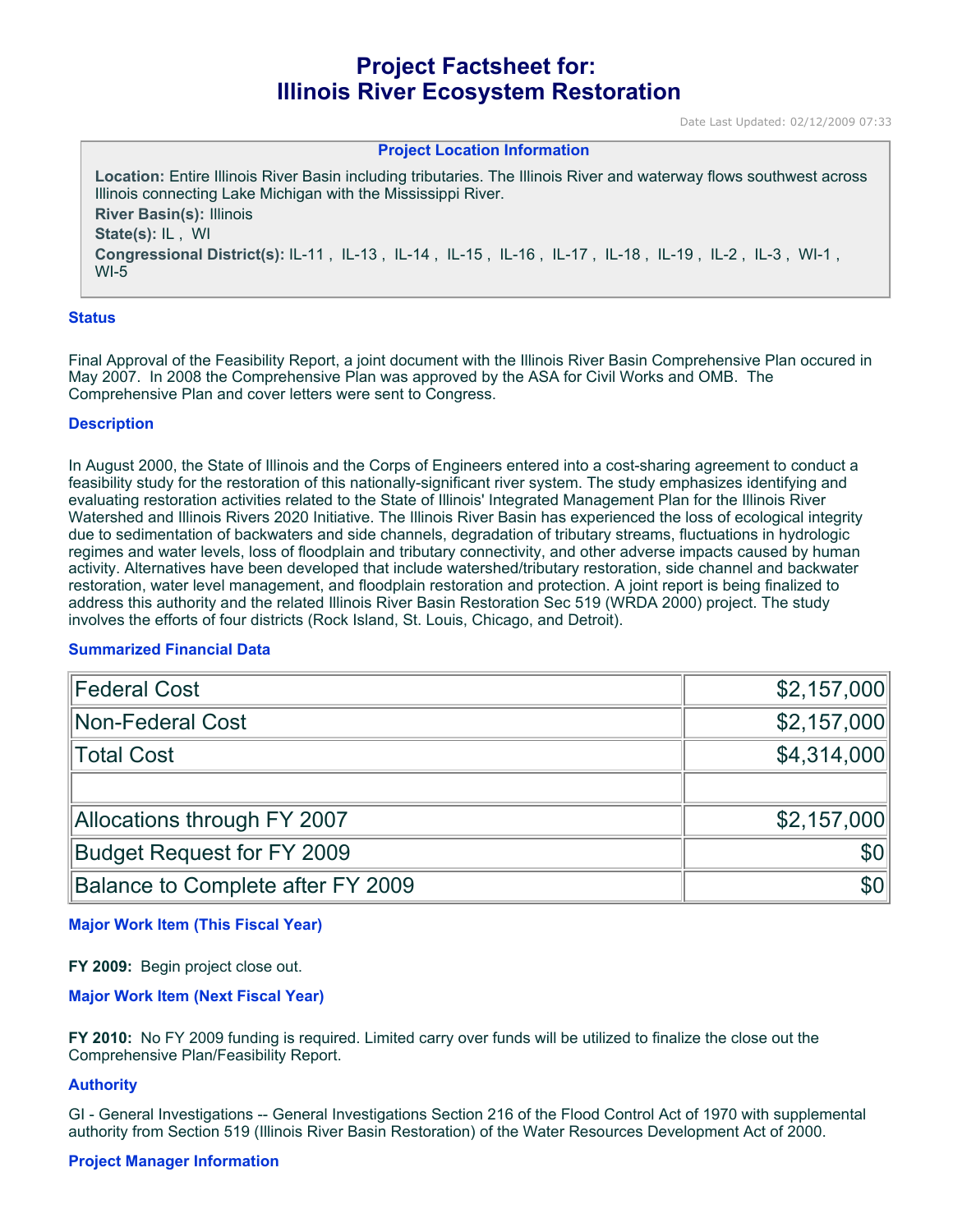# Project Factsheet for:
# Illinois River Ecosystem Restoration

Date Last Updated: 02/12/2009 07:33

**Project Location Information**

**Location:** Entire Illinois River Basin including tributaries. The Illinois River and waterway flows southwest across Illinois connecting Lake Michigan with the Mississippi River.

**River Basin(s):** Illinois

**State(s):** IL , WI

**Congressional District(s):** IL-11 , IL-13 , IL-14 , IL-15 , IL-16 , IL-17 , IL-18 , IL-19 , IL-2 , IL-3 , WI-1 , WI-5

## Status

Final Approval of the Feasibility Report, a joint document with the Illinois River Basin Comprehensive Plan occured in May 2007. In 2008 the Comprehensive Plan was approved by the ASA for Civil Works and OMB. The Comprehensive Plan and cover letters were sent to Congress.

## Description

In August 2000, the State of Illinois and the Corps of Engineers entered into a cost-sharing agreement to conduct a feasibility study for the restoration of this nationally-significant river system. The study emphasizes identifying and evaluating restoration activities related to the State of Illinois' Integrated Management Plan for the Illinois River Watershed and Illinois Rivers 2020 Initiative. The Illinois River Basin has experienced the loss of ecological integrity due to sedimentation of backwaters and side channels, degradation of tributary streams, fluctuations in hydrologic regimes and water levels, loss of floodplain and tributary connectivity, and other adverse impacts caused by human activity. Alternatives have been developed that include watershed/tributary restoration, side channel and backwater restoration, water level management, and floodplain restoration and protection. A joint report is being finalized to address this authority and the related Illinois River Basin Restoration Sec 519 (WRDA 2000) project. The study involves the efforts of four districts (Rock Island, St. Louis, Chicago, and Detroit).

## Summarized Financial Data

| | |
|---|---:|
| Federal Cost | $2,157,000 |
| Non-Federal Cost | $2,157,000 |
| Total Cost | $4,314,000 |
| | |
| Allocations through FY 2007 | $2,157,000 |
| Budget Request for FY 2009 | $0 |
| Balance to Complete after FY 2009 | $0 |

## Major Work Item (This Fiscal Year)

**FY 2009:** Begin project close out.

## Major Work Item (Next Fiscal Year)

**FY 2010:** No FY 2009 funding is required. Limited carry over funds will be utilized to finalize the close out the Comprehensive Plan/Feasibility Report.

## Authority

GI - General Investigations -- General Investigations Section 216 of the Flood Control Act of 1970 with supplemental authority from Section 519 (Illinois River Basin Restoration) of the Water Resources Development Act of 2000.

## Project Manager Information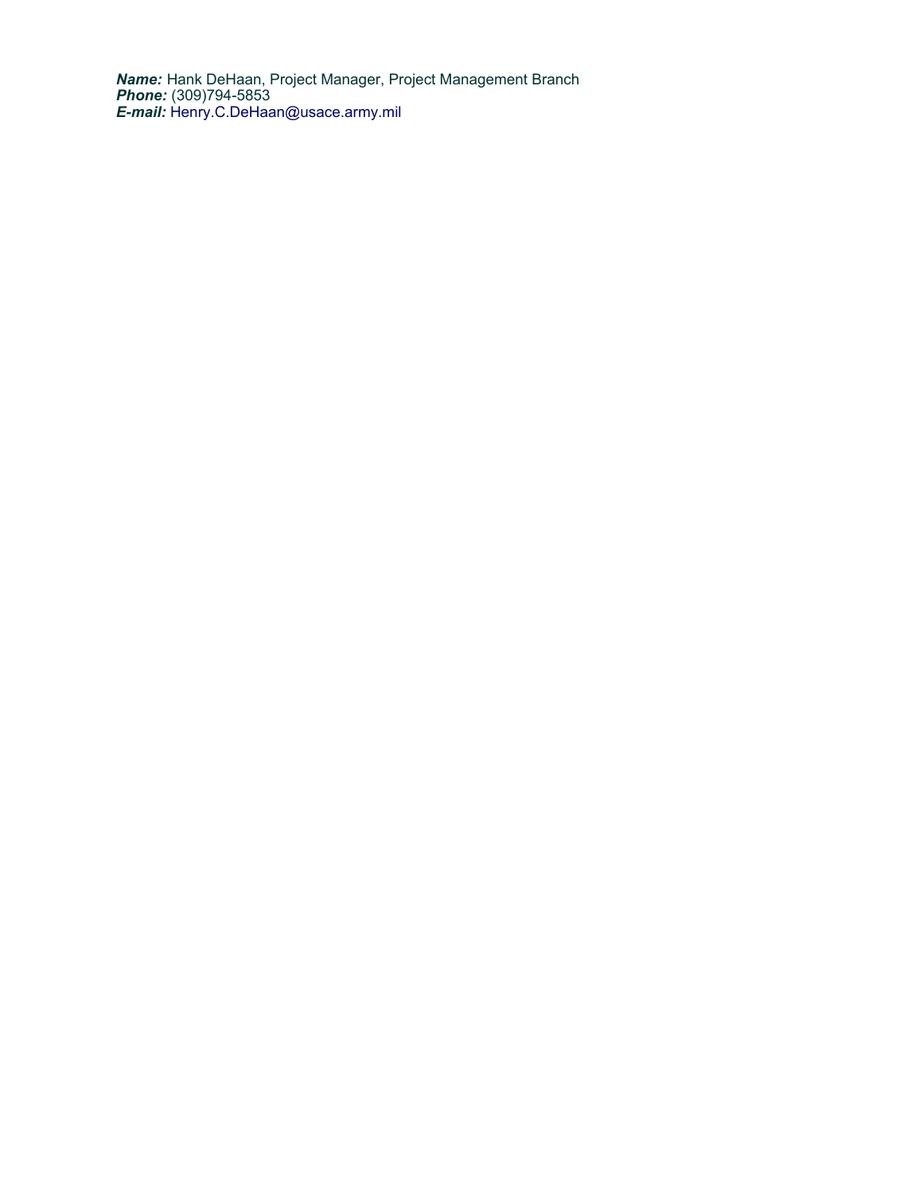***Name:*** Hank DeHaan, Project Manager, Project Management Branch
***Phone:*** (309)794-5853
***E-mail:*** Henry.C.DeHaan@usace.army.mil